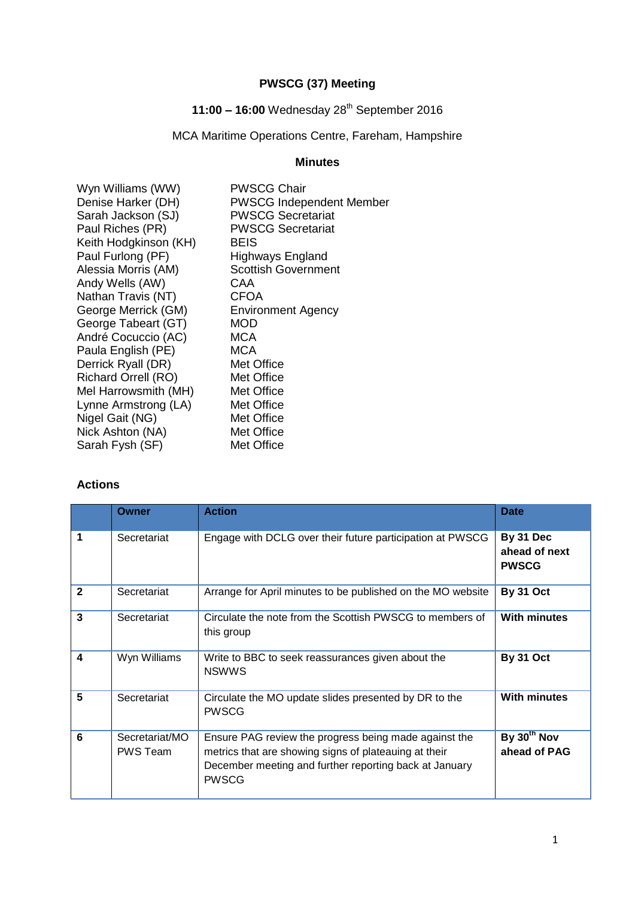**PWSCG (37) Meeting**

**11:00 – 16:00** Wednesday 28th September 2016

MCA Maritime Operations Centre, Fareham, Hampshire

**Minutes**

| | |
|---|---|
| Wyn Williams (WW) | PWSCG Chair |
| Denise Harker (DH) | PWSCG Independent Member |
| Sarah Jackson (SJ) | PWSCG Secretariat |
| Paul Riches (PR) | PWSCG Secretariat |
| Keith Hodgkinson (KH) | BEIS |
| Paul Furlong (PF) | Highways England |
| Alessia Morris (AM) | Scottish Government |
| Andy Wells (AW) | CAA |
| Nathan Travis (NT) | CFOA |
| George Merrick (GM) | Environment Agency |
| George Tabeart (GT) | MOD |
| André Cocuccio (AC) | MCA |
| Paula English (PE) | MCA |
| Derrick Ryall (DR) | Met Office |
| Richard Orrell (RO) | Met Office |
| Mel Harrowsmith (MH) | Met Office |
| Lynne Armstrong (LA) | Met Office |
| Nigel Gait (NG) | Met Office |
| Nick Ashton (NA) | Met Office |
| Sarah Fysh (SF) | Met Office |

**Actions**

| | Owner | Action | Date |
|---|---|---|---|
| **1** | Secretariat | Engage with DCLG over their future participation at PWSCG | **By 31 Dec ahead of next PWSCG** |
| **2** | Secretariat | Arrange for April minutes to be published on the MO website | **By 31 Oct** |
| **3** | Secretariat | Circulate the note from the Scottish PWSCG to members of this group | **With minutes** |
| **4** | Wyn Williams | Write to BBC to seek reassurances given about the NSWWS | **By 31 Oct** |
| **5** | Secretariat | Circulate the MO update slides presented by DR to the PWSCG | **With minutes** |
| **6** | Secretariat/MO PWS Team | Ensure PAG review the progress being made against the metrics that are showing signs of plateauing at their December meeting and further reporting back at January PWSCG | **By 30th Nov ahead of PAG** |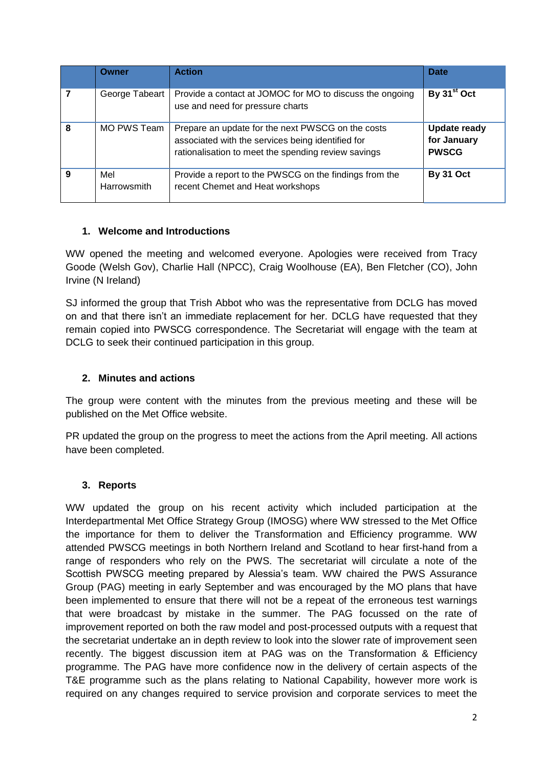| | Owner | Action | Date |
|---|---|---|---|
| 7 | George Tabeart | Provide a contact at JOMOC for MO to discuss the ongoing use and need for pressure charts | **By 31st Oct** |
| 8 | MO PWS Team | Prepare an update for the next PWSCG on the costs associated with the services being identified for rationalisation to meet the spending review savings | **Update ready for January PWSCG** |
| 9 | Mel Harrowsmith | Provide a report to the PWSCG on the findings from the recent Chemet and Heat workshops | **By 31 Oct** |

### 1. Welcome and Introductions

WW opened the meeting and welcomed everyone. Apologies were received from Tracy Goode (Welsh Gov), Charlie Hall (NPCC), Craig Woolhouse (EA), Ben Fletcher (CO), John Irvine (N Ireland)

SJ informed the group that Trish Abbot who was the representative from DCLG has moved on and that there isn't an immediate replacement for her. DCLG have requested that they remain copied into PWSCG correspondence. The Secretariat will engage with the team at DCLG to seek their continued participation in this group.

### 2. Minutes and actions

The group were content with the minutes from the previous meeting and these will be published on the Met Office website.

PR updated the group on the progress to meet the actions from the April meeting. All actions have been completed.

### 3. Reports

WW updated the group on his recent activity which included participation at the Interdepartmental Met Office Strategy Group (IMOSG) where WW stressed to the Met Office the importance for them to deliver the Transformation and Efficiency programme. WW attended PWSCG meetings in both Northern Ireland and Scotland to hear first-hand from a range of responders who rely on the PWS. The secretariat will circulate a note of the Scottish PWSCG meeting prepared by Alessia's team. WW chaired the PWS Assurance Group (PAG) meeting in early September and was encouraged by the MO plans that have been implemented to ensure that there will not be a repeat of the erroneous test warnings that were broadcast by mistake in the summer. The PAG focussed on the rate of improvement reported on both the raw model and post-processed outputs with a request that the secretariat undertake an in depth review to look into the slower rate of improvement seen recently. The biggest discussion item at PAG was on the Transformation & Efficiency programme. The PAG have more confidence now in the delivery of certain aspects of the T&E programme such as the plans relating to National Capability, however more work is required on any changes required to service provision and corporate services to meet the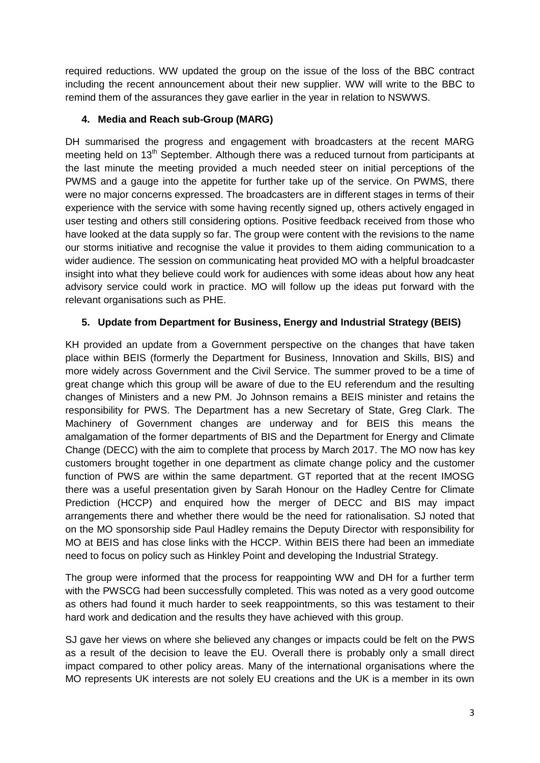required reductions. WW updated the group on the issue of the loss of the BBC contract including the recent announcement about their new supplier. WW will write to the BBC to remind them of the assurances they gave earlier in the year in relation to NSWWS.

**4. Media and Reach sub-Group (MARG)**

DH summarised the progress and engagement with broadcasters at the recent MARG meeting held on 13th September. Although there was a reduced turnout from participants at the last minute the meeting provided a much needed steer on initial perceptions of the PWMS and a gauge into the appetite for further take up of the service. On PWMS, there were no major concerns expressed. The broadcasters are in different stages in terms of their experience with the service with some having recently signed up, others actively engaged in user testing and others still considering options. Positive feedback received from those who have looked at the data supply so far. The group were content with the revisions to the name our storms initiative and recognise the value it provides to them aiding communication to a wider audience. The session on communicating heat provided MO with a helpful broadcaster insight into what they believe could work for audiences with some ideas about how any heat advisory service could work in practice. MO will follow up the ideas put forward with the relevant organisations such as PHE.

**5. Update from Department for Business, Energy and Industrial Strategy (BEIS)**

KH provided an update from a Government perspective on the changes that have taken place within BEIS (formerly the Department for Business, Innovation and Skills, BIS) and more widely across Government and the Civil Service. The summer proved to be a time of great change which this group will be aware of due to the EU referendum and the resulting changes of Ministers and a new PM. Jo Johnson remains a BEIS minister and retains the responsibility for PWS. The Department has a new Secretary of State, Greg Clark. The Machinery of Government changes are underway and for BEIS this means the amalgamation of the former departments of BIS and the Department for Energy and Climate Change (DECC) with the aim to complete that process by March 2017. The MO now has key customers brought together in one department as climate change policy and the customer function of PWS are within the same department. GT reported that at the recent IMOSG there was a useful presentation given by Sarah Honour on the Hadley Centre for Climate Prediction (HCCP) and enquired how the merger of DECC and BIS may impact arrangements there and whether there would be the need for rationalisation. SJ noted that on the MO sponsorship side Paul Hadley remains the Deputy Director with responsibility for MO at BEIS and has close links with the HCCP. Within BEIS there had been an immediate need to focus on policy such as Hinkley Point and developing the Industrial Strategy.

The group were informed that the process for reappointing WW and DH for a further term with the PWSCG had been successfully completed. This was noted as a very good outcome as others had found it much harder to seek reappointments, so this was testament to their hard work and dedication and the results they have achieved with this group.

SJ gave her views on where she believed any changes or impacts could be felt on the PWS as a result of the decision to leave the EU. Overall there is probably only a small direct impact compared to other policy areas. Many of the international organisations where the MO represents UK interests are not solely EU creations and the UK is a member in its own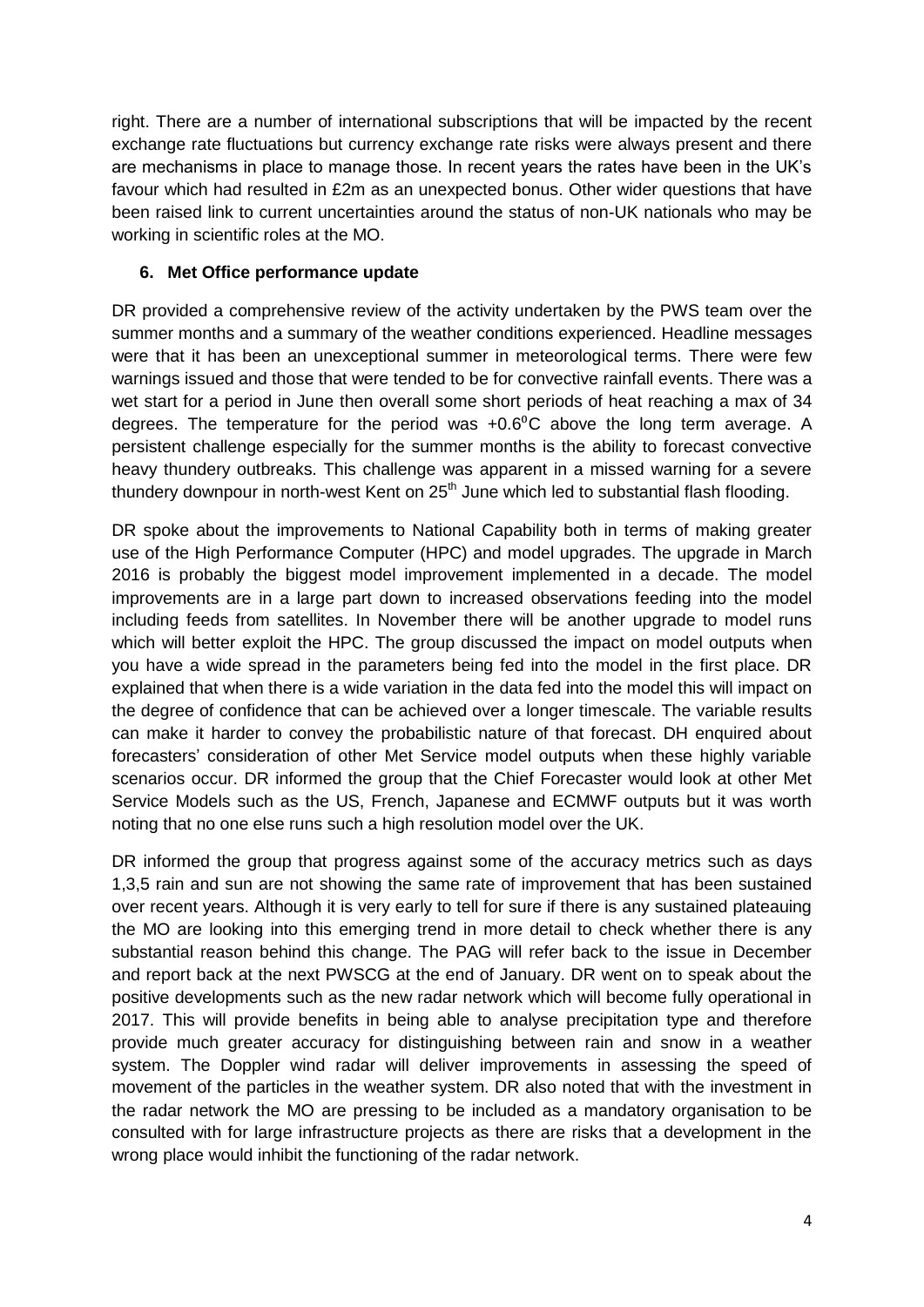right. There are a number of international subscriptions that will be impacted by the recent exchange rate fluctuations but currency exchange rate risks were always present and there are mechanisms in place to manage those. In recent years the rates have been in the UK's favour which had resulted in £2m as an unexpected bonus. Other wider questions that have been raised link to current uncertainties around the status of non-UK nationals who may be working in scientific roles at the MO.

## 6. Met Office performance update

DR provided a comprehensive review of the activity undertaken by the PWS team over the summer months and a summary of the weather conditions experienced. Headline messages were that it has been an unexceptional summer in meteorological terms. There were few warnings issued and those that were tended to be for convective rainfall events. There was a wet start for a period in June then overall some short periods of heat reaching a max of 34 degrees. The temperature for the period was $+0.6^{0}$C above the long term average. A persistent challenge especially for the summer months is the ability to forecast convective heavy thundery outbreaks. This challenge was apparent in a missed warning for a severe thundery downpour in north-west Kent on 25th June which led to substantial flash flooding.

DR spoke about the improvements to National Capability both in terms of making greater use of the High Performance Computer (HPC) and model upgrades. The upgrade in March 2016 is probably the biggest model improvement implemented in a decade. The model improvements are in a large part down to increased observations feeding into the model including feeds from satellites. In November there will be another upgrade to model runs which will better exploit the HPC. The group discussed the impact on model outputs when you have a wide spread in the parameters being fed into the model in the first place. DR explained that when there is a wide variation in the data fed into the model this will impact on the degree of confidence that can be achieved over a longer timescale. The variable results can make it harder to convey the probabilistic nature of that forecast. DH enquired about forecasters' consideration of other Met Service model outputs when these highly variable scenarios occur. DR informed the group that the Chief Forecaster would look at other Met Service Models such as the US, French, Japanese and ECMWF outputs but it was worth noting that no one else runs such a high resolution model over the UK.

DR informed the group that progress against some of the accuracy metrics such as days 1,3,5 rain and sun are not showing the same rate of improvement that has been sustained over recent years. Although it is very early to tell for sure if there is any sustained plateauing the MO are looking into this emerging trend in more detail to check whether there is any substantial reason behind this change. The PAG will refer back to the issue in December and report back at the next PWSCG at the end of January. DR went on to speak about the positive developments such as the new radar network which will become fully operational in 2017. This will provide benefits in being able to analyse precipitation type and therefore provide much greater accuracy for distinguishing between rain and snow in a weather system. The Doppler wind radar will deliver improvements in assessing the speed of movement of the particles in the weather system. DR also noted that with the investment in the radar network the MO are pressing to be included as a mandatory organisation to be consulted with for large infrastructure projects as there are risks that a development in the wrong place would inhibit the functioning of the radar network.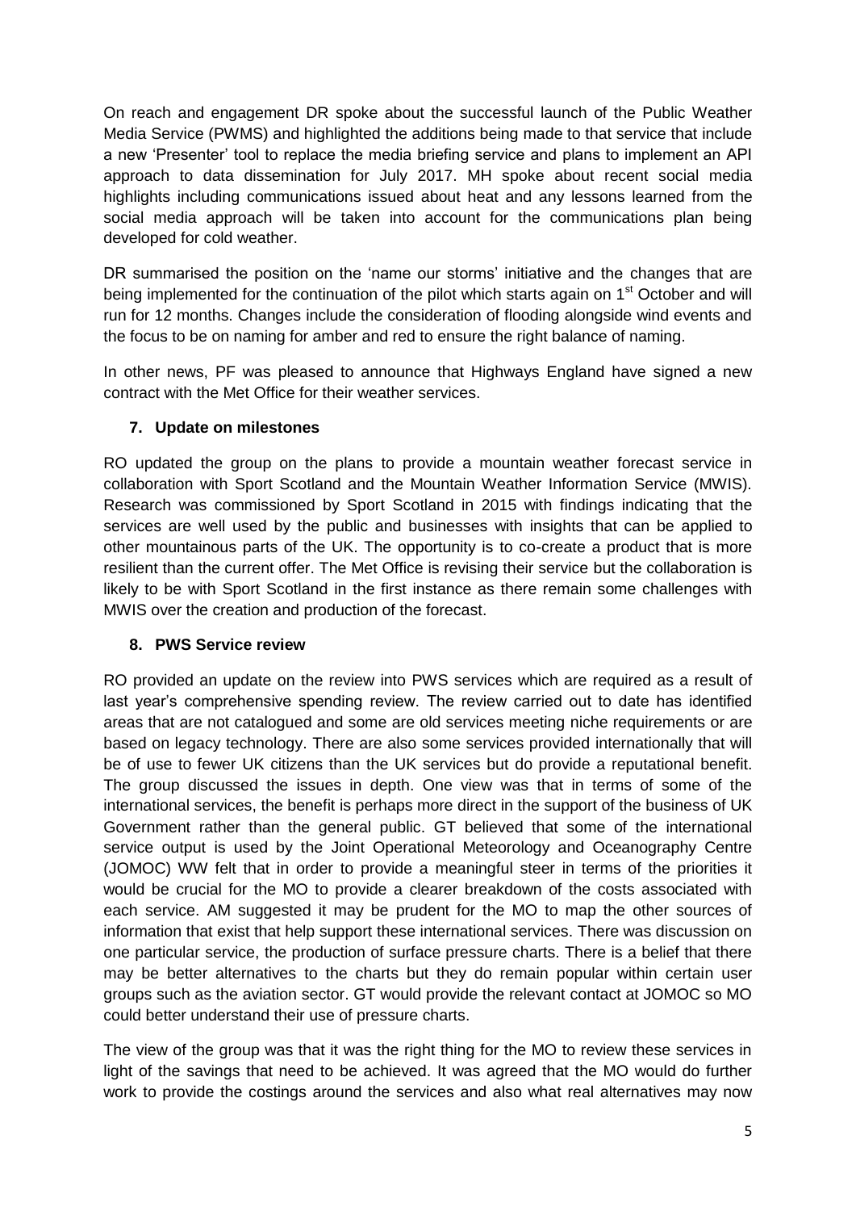On reach and engagement DR spoke about the successful launch of the Public Weather Media Service (PWMS) and highlighted the additions being made to that service that include a new 'Presenter' tool to replace the media briefing service and plans to implement an API approach to data dissemination for July 2017. MH spoke about recent social media highlights including communications issued about heat and any lessons learned from the social media approach will be taken into account for the communications plan being developed for cold weather.

DR summarised the position on the 'name our storms' initiative and the changes that are being implemented for the continuation of the pilot which starts again on 1st October and will run for 12 months. Changes include the consideration of flooding alongside wind events and the focus to be on naming for amber and red to ensure the right balance of naming.

In other news, PF was pleased to announce that Highways England have signed a new contract with the Met Office for their weather services.

### 7. Update on milestones

RO updated the group on the plans to provide a mountain weather forecast service in collaboration with Sport Scotland and the Mountain Weather Information Service (MWIS). Research was commissioned by Sport Scotland in 2015 with findings indicating that the services are well used by the public and businesses with insights that can be applied to other mountainous parts of the UK. The opportunity is to co-create a product that is more resilient than the current offer. The Met Office is revising their service but the collaboration is likely to be with Sport Scotland in the first instance as there remain some challenges with MWIS over the creation and production of the forecast.

### 8. PWS Service review

RO provided an update on the review into PWS services which are required as a result of last year's comprehensive spending review. The review carried out to date has identified areas that are not catalogued and some are old services meeting niche requirements or are based on legacy technology. There are also some services provided internationally that will be of use to fewer UK citizens than the UK services but do provide a reputational benefit. The group discussed the issues in depth. One view was that in terms of some of the international services, the benefit is perhaps more direct in the support of the business of UK Government rather than the general public. GT believed that some of the international service output is used by the Joint Operational Meteorology and Oceanography Centre (JOMOC) WW felt that in order to provide a meaningful steer in terms of the priorities it would be crucial for the MO to provide a clearer breakdown of the costs associated with each service. AM suggested it may be prudent for the MO to map the other sources of information that exist that help support these international services. There was discussion on one particular service, the production of surface pressure charts. There is a belief that there may be better alternatives to the charts but they do remain popular within certain user groups such as the aviation sector. GT would provide the relevant contact at JOMOC so MO could better understand their use of pressure charts.

The view of the group was that it was the right thing for the MO to review these services in light of the savings that need to be achieved. It was agreed that the MO would do further work to provide the costings around the services and also what real alternatives may now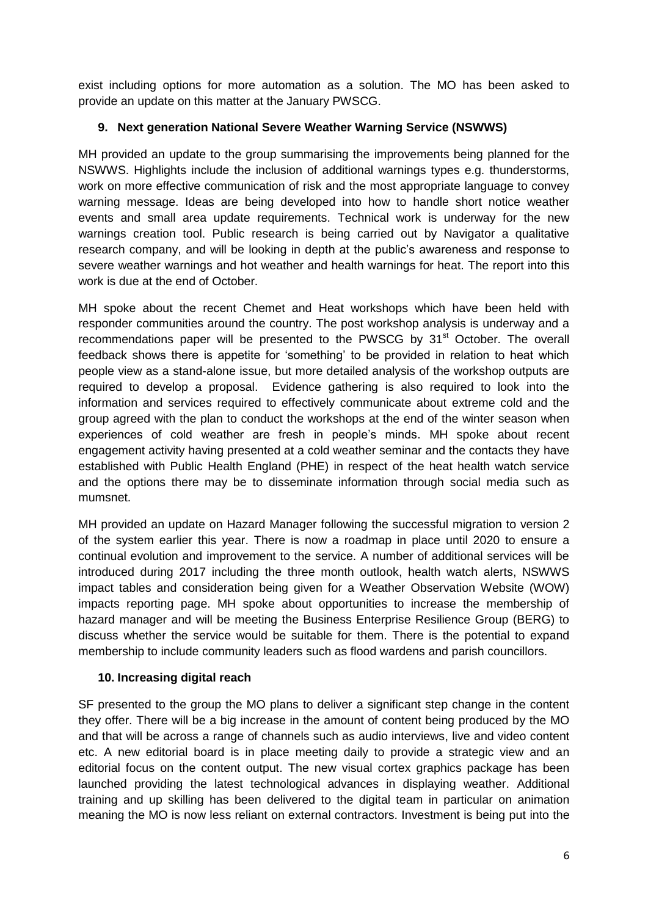exist including options for more automation as a solution. The MO has been asked to provide an update on this matter at the January PWSCG.

## 9. Next generation National Severe Weather Warning Service (NSWWS)

MH provided an update to the group summarising the improvements being planned for the NSWWS. Highlights include the inclusion of additional warnings types e.g. thunderstorms, work on more effective communication of risk and the most appropriate language to convey warning message. Ideas are being developed into how to handle short notice weather events and small area update requirements. Technical work is underway for the new warnings creation tool. Public research is being carried out by Navigator a qualitative research company, and will be looking in depth at the public's awareness and response to severe weather warnings and hot weather and health warnings for heat. The report into this work is due at the end of October.

MH spoke about the recent Chemet and Heat workshops which have been held with responder communities around the country. The post workshop analysis is underway and a recommendations paper will be presented to the PWSCG by 31st October. The overall feedback shows there is appetite for 'something' to be provided in relation to heat which people view as a stand-alone issue, but more detailed analysis of the workshop outputs are required to develop a proposal. Evidence gathering is also required to look into the information and services required to effectively communicate about extreme cold and the group agreed with the plan to conduct the workshops at the end of the winter season when experiences of cold weather are fresh in people's minds. MH spoke about recent engagement activity having presented at a cold weather seminar and the contacts they have established with Public Health England (PHE) in respect of the heat health watch service and the options there may be to disseminate information through social media such as mumsnet.

MH provided an update on Hazard Manager following the successful migration to version 2 of the system earlier this year. There is now a roadmap in place until 2020 to ensure a continual evolution and improvement to the service. A number of additional services will be introduced during 2017 including the three month outlook, health watch alerts, NSWWS impact tables and consideration being given for a Weather Observation Website (WOW) impacts reporting page. MH spoke about opportunities to increase the membership of hazard manager and will be meeting the Business Enterprise Resilience Group (BERG) to discuss whether the service would be suitable for them. There is the potential to expand membership to include community leaders such as flood wardens and parish councillors.

## 10. Increasing digital reach

SF presented to the group the MO plans to deliver a significant step change in the content they offer. There will be a big increase in the amount of content being produced by the MO and that will be across a range of channels such as audio interviews, live and video content etc. A new editorial board is in place meeting daily to provide a strategic view and an editorial focus on the content output. The new visual cortex graphics package has been launched providing the latest technological advances in displaying weather. Additional training and up skilling has been delivered to the digital team in particular on animation meaning the MO is now less reliant on external contractors. Investment is being put into the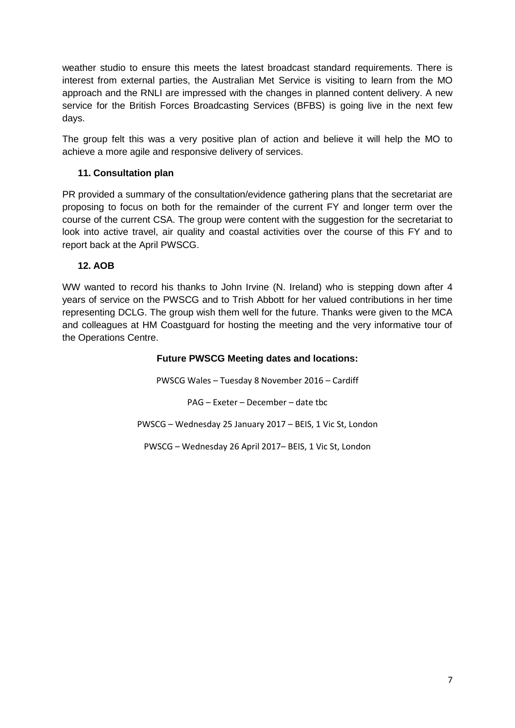weather studio to ensure this meets the latest broadcast standard requirements. There is interest from external parties, the Australian Met Service is visiting to learn from the MO approach and the RNLI are impressed with the changes in planned content delivery. A new service for the British Forces Broadcasting Services (BFBS) is going live in the next few days.

The group felt this was a very positive plan of action and believe it will help the MO to achieve a more agile and responsive delivery of services.

### 11. Consultation plan

PR provided a summary of the consultation/evidence gathering plans that the secretariat are proposing to focus on both for the remainder of the current FY and longer term over the course of the current CSA. The group were content with the suggestion for the secretariat to look into active travel, air quality and coastal activities over the course of this FY and to report back at the April PWSCG.

### 12. AOB

WW wanted to record his thanks to John Irvine (N. Ireland) who is stepping down after 4 years of service on the PWSCG and to Trish Abbott for her valued contributions in her time representing DCLG. The group wish them well for the future. Thanks were given to the MCA and colleagues at HM Coastguard for hosting the meeting and the very informative tour of the Operations Centre.

**Future PWSCG Meeting dates and locations:**

PWSCG Wales – Tuesday 8 November 2016 – Cardiff

PAG – Exeter – December – date tbc

PWSCG – Wednesday 25 January 2017 – BEIS, 1 Vic St, London

PWSCG – Wednesday 26 April 2017– BEIS, 1 Vic St, London